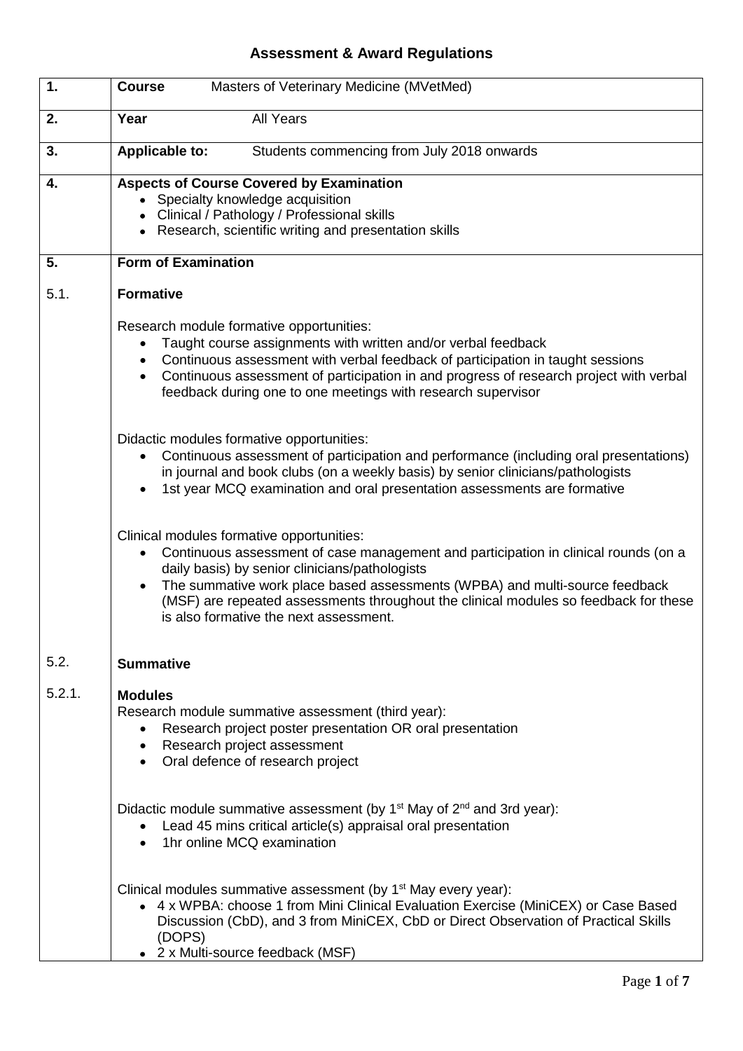# Assessment & Award Regulations

**1.** **Course** Masters of Veterinary Medicine (MVetMed)

**2.** **Year** All Years

**3.** **Applicable to:** Students commencing from July 2018 onwards

**4.** **Aspects of Course Covered by Examination**

- Specialty knowledge acquisition
- Clinical / Pathology / Professional skills
- Research, scientific writing and presentation skills

**5.** **Form of Examination**

5.1. **Formative**

Research module formative opportunities:

- Taught course assignments with written and/or verbal feedback
- Continuous assessment with verbal feedback of participation in taught sessions
- Continuous assessment of participation in and progress of research project with verbal feedback during one to one meetings with research supervisor

Didactic modules formative opportunities:

- Continuous assessment of participation and performance (including oral presentations) in journal and book clubs (on a weekly basis) by senior clinicians/pathologists
- 1st year MCQ examination and oral presentation assessments are formative

Clinical modules formative opportunities:

- Continuous assessment of case management and participation in clinical rounds (on a daily basis) by senior clinicians/pathologists
- The summative work place based assessments (WPBA) and multi-source feedback (MSF) are repeated assessments throughout the clinical modules so feedback for these is also formative the next assessment.

5.2. **Summative**

5.2.1. **Modules**

Research module summative assessment (third year):

- Research project poster presentation OR oral presentation
- Research project assessment
- Oral defence of research project

Didactic module summative assessment (by 1st May of 2nd and 3rd year):

- Lead 45 mins critical article(s) appraisal oral presentation
- 1hr online MCQ examination

Clinical modules summative assessment (by 1st May every year):

- 4 x WPBA: choose 1 from Mini Clinical Evaluation Exercise (MiniCEX) or Case Based Discussion (CbD), and 3 from MiniCEX, CbD or Direct Observation of Practical Skills (DOPS)
- 2 x Multi-source feedback (MSF)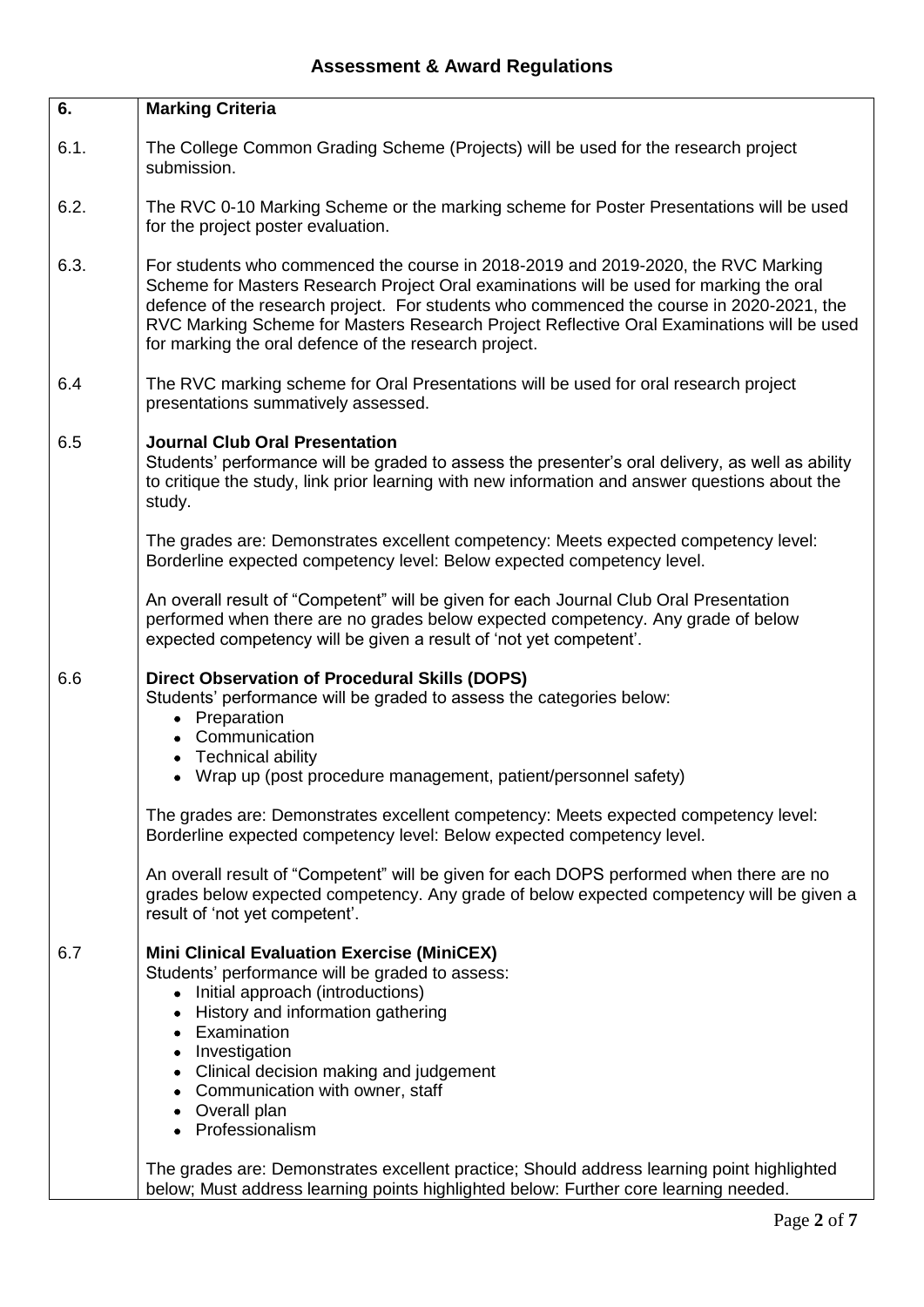## Assessment & Award Regulations

| | |
|---|---|
| **6.** | **Marking Criteria** |
| 6.1. | The College Common Grading Scheme (Projects) will be used for the research project submission. |
| 6.2. | The RVC 0-10 Marking Scheme or the marking scheme for Poster Presentations will be used for the project poster evaluation. |
| 6.3. | For students who commenced the course in 2018-2019 and 2019-2020, the RVC Marking Scheme for Masters Research Project Oral examinations will be used for marking the oral defence of the research project. For students who commenced the course in 2020-2021, the RVC Marking Scheme for Masters Research Project Reflective Oral Examinations will be used for marking the oral defence of the research project. |
| 6.4 | The RVC marking scheme for Oral Presentations will be used for oral research project presentations summatively assessed. |
| 6.5 | **Journal Club Oral Presentation**<br>Students' performance will be graded to assess the presenter's oral delivery, as well as ability to critique the study, link prior learning with new information and answer questions about the study.<br><br>The grades are: Demonstrates excellent competency: Meets expected competency level: Borderline expected competency level: Below expected competency level.<br><br>An overall result of "Competent" will be given for each Journal Club Oral Presentation performed when there are no grades below expected competency. Any grade of below expected competency will be given a result of 'not yet competent'. |
| 6.6 | **Direct Observation of Procedural Skills (DOPS)**<br>Students' performance will be graded to assess the categories below:<br>• Preparation<br>• Communication<br>• Technical ability<br>• Wrap up (post procedure management, patient/personnel safety)<br><br>The grades are: Demonstrates excellent competency: Meets expected competency level: Borderline expected competency level: Below expected competency level.<br><br>An overall result of "Competent" will be given for each DOPS performed when there are no grades below expected competency. Any grade of below expected competency will be given a result of 'not yet competent'. |
| 6.7 | **Mini Clinical Evaluation Exercise (MiniCEX)**<br>Students' performance will be graded to assess:<br>• Initial approach (introductions)<br>• History and information gathering<br>• Examination<br>• Investigation<br>• Clinical decision making and judgement<br>• Communication with owner, staff<br>• Overall plan<br>• Professionalism<br><br>The grades are: Demonstrates excellent practice; Should address learning point highlighted below; Must address learning points highlighted below: Further core learning needed. |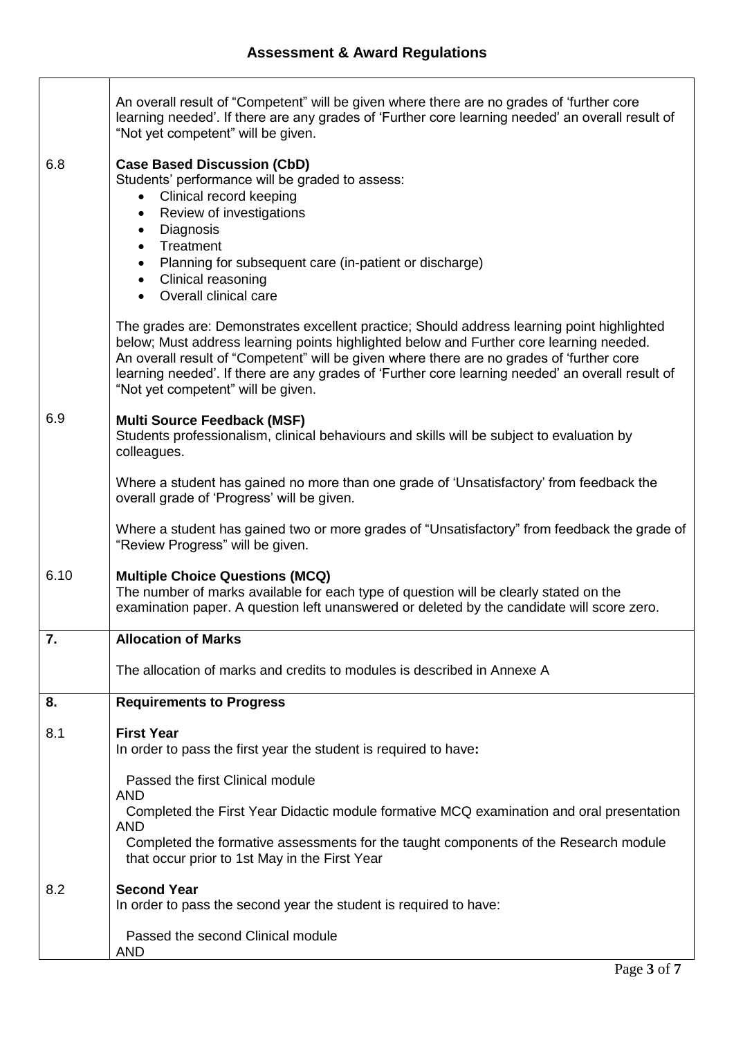## Assessment & Award Regulations

An overall result of "Competent" will be given where there are no grades of 'further core learning needed'. If there are any grades of 'Further core learning needed' an overall result of "Not yet competent" will be given.

6.8 **Case Based Discussion (CbD)**

Students' performance will be graded to assess:

- Clinical record keeping
- Review of investigations
- Diagnosis
- Treatment
- Planning for subsequent care (in-patient or discharge)
- Clinical reasoning
- Overall clinical care

The grades are: Demonstrates excellent practice; Should address learning point highlighted below; Must address learning points highlighted below and Further core learning needed. An overall result of "Competent" will be given where there are no grades of 'further core learning needed'. If there are any grades of 'Further core learning needed' an overall result of "Not yet competent" will be given.

6.9 **Multi Source Feedback (MSF)**

Students professionalism, clinical behaviours and skills will be subject to evaluation by colleagues.

Where a student has gained no more than one grade of 'Unsatisfactory' from feedback the overall grade of 'Progress' will be given.

Where a student has gained two or more grades of "Unsatisfactory" from feedback the grade of "Review Progress" will be given.

6.10 **Multiple Choice Questions (MCQ)**

The number of marks available for each type of question will be clearly stated on the examination paper. A question left unanswered or deleted by the candidate will score zero.

## 7. Allocation of Marks

The allocation of marks and credits to modules is described in Annexe A

## 8. Requirements to Progress

8.1 **First Year**

In order to pass the first year the student is required to have**:**

Passed the first Clinical module
AND
Completed the First Year Didactic module formative MCQ examination and oral presentation
AND
Completed the formative assessments for the taught components of the Research module that occur prior to 1st May in the First Year

8.2 **Second Year**

In order to pass the second year the student is required to have:

Passed the second Clinical module
AND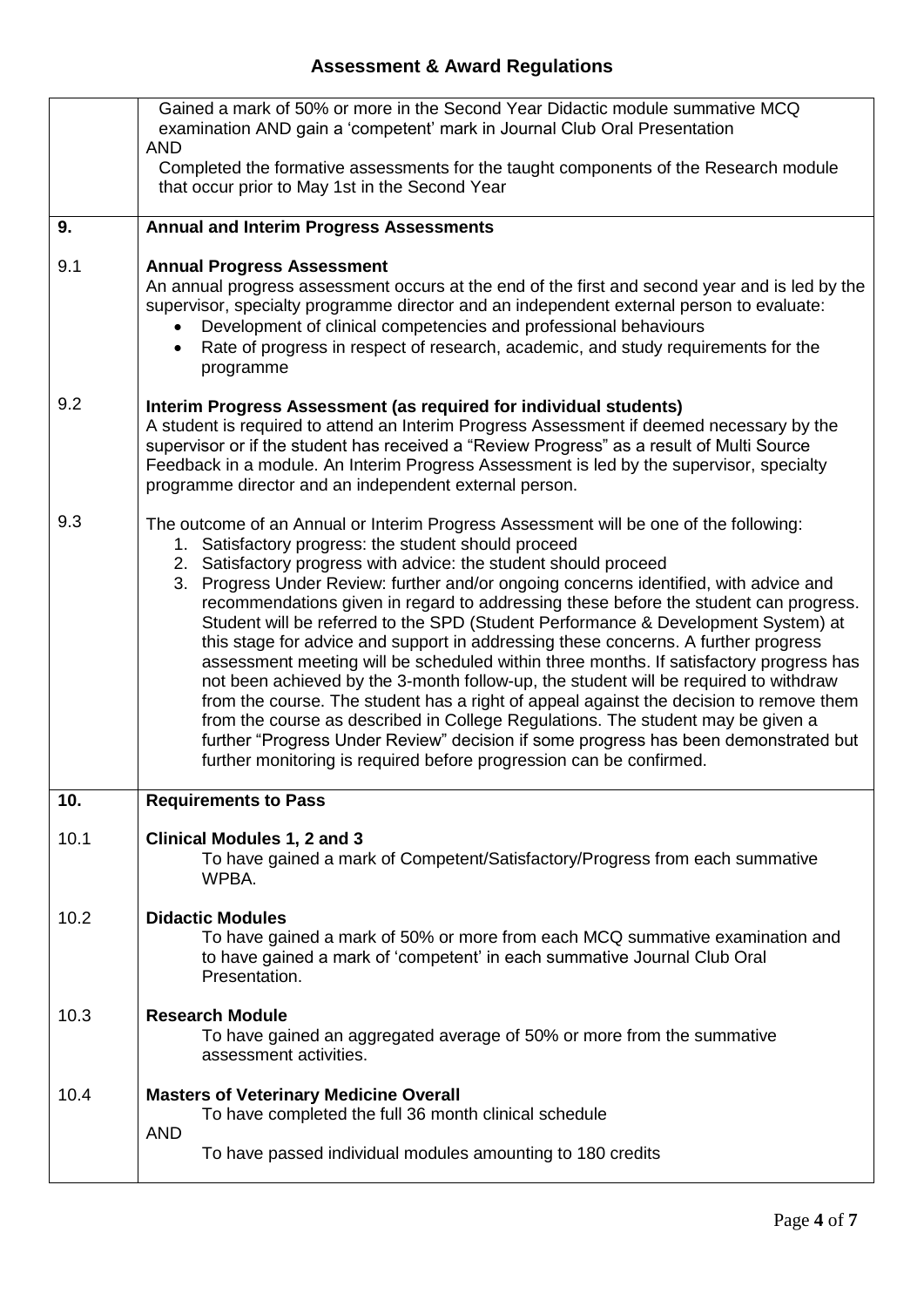## Assessment & Award Regulations

Gained a mark of 50% or more in the Second Year Didactic module summative MCQ examination AND gain a 'competent' mark in Journal Club Oral Presentation
AND
Completed the formative assessments for the taught components of the Research module that occur prior to May 1st in the Second Year

### 9. Annual and Interim Progress Assessments

**9.1 Annual Progress Assessment**

An annual progress assessment occurs at the end of the first and second year and is led by the supervisor, specialty programme director and an independent external person to evaluate:

- Development of clinical competencies and professional behaviours
- Rate of progress in respect of research, academic, and study requirements for the programme

**9.2 Interim Progress Assessment (as required for individual students)**

A student is required to attend an Interim Progress Assessment if deemed necessary by the supervisor or if the student has received a "Review Progress" as a result of Multi Source Feedback in a module. An Interim Progress Assessment is led by the supervisor, specialty programme director and an independent external person.

**9.3** The outcome of an Annual or Interim Progress Assessment will be one of the following:

1. Satisfactory progress: the student should proceed
2. Satisfactory progress with advice: the student should proceed
3. Progress Under Review: further and/or ongoing concerns identified, with advice and recommendations given in regard to addressing these before the student can progress. Student will be referred to the SPD (Student Performance & Development System) at this stage for advice and support in addressing these concerns. A further progress assessment meeting will be scheduled within three months. If satisfactory progress has not been achieved by the 3-month follow-up, the student will be required to withdraw from the course. The student has a right of appeal against the decision to remove them from the course as described in College Regulations. The student may be given a further "Progress Under Review" decision if some progress has been demonstrated but further monitoring is required before progression can be confirmed.

### 10. Requirements to Pass

**10.1 Clinical Modules 1, 2 and 3**

To have gained a mark of Competent/Satisfactory/Progress from each summative WPBA.

**10.2 Didactic Modules**

To have gained a mark of 50% or more from each MCQ summative examination and to have gained a mark of 'competent' in each summative Journal Club Oral Presentation.

**10.3 Research Module**

To have gained an aggregated average of 50% or more from the summative assessment activities.

**10.4 Masters of Veterinary Medicine Overall**

To have completed the full 36 month clinical schedule
AND
To have passed individual modules amounting to 180 credits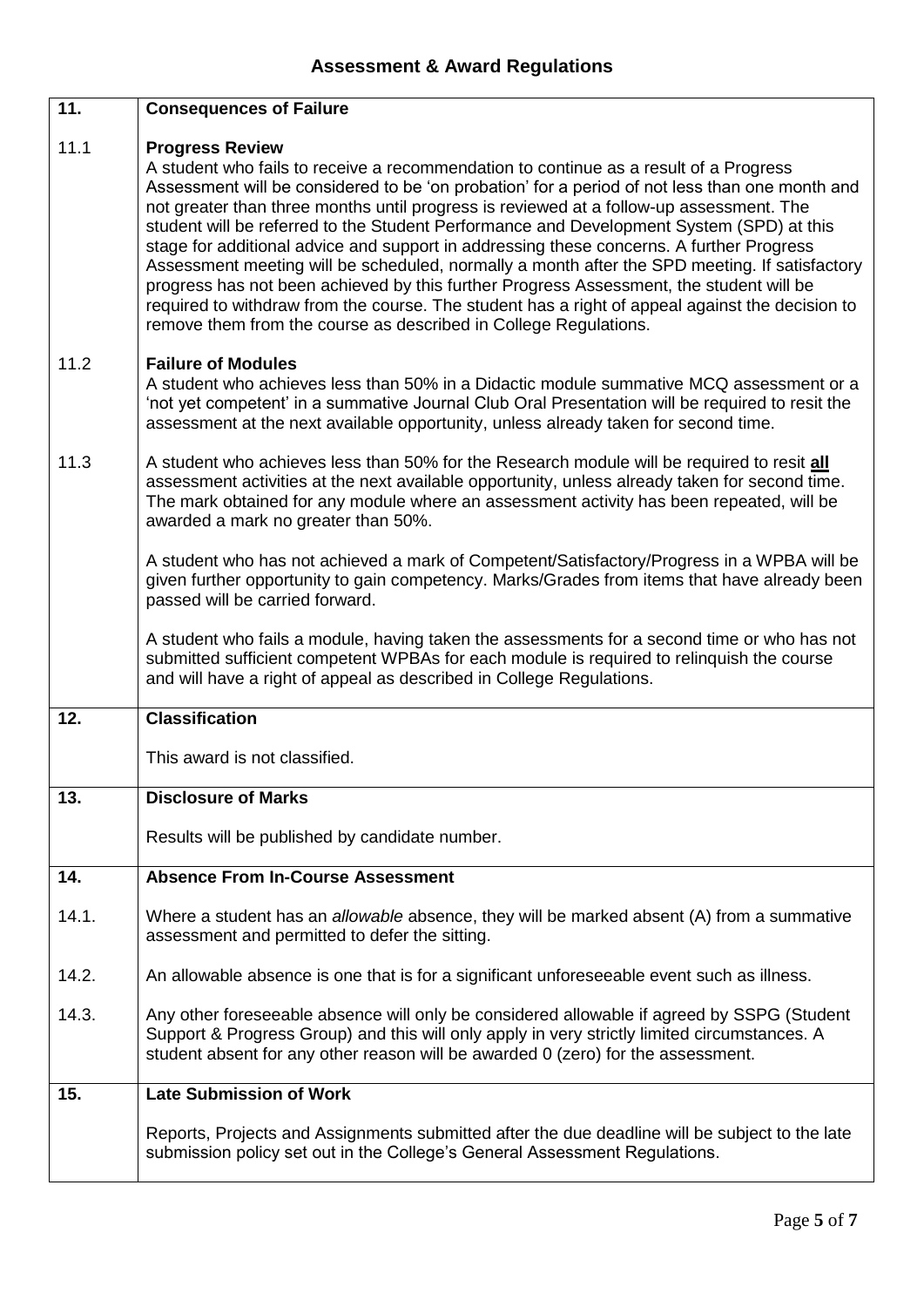# Assessment & Award Regulations

| | |
|---|---|
| **11.** | **Consequences of Failure** |
| 11.1 | **Progress Review**<br>A student who fails to receive a recommendation to continue as a result of a Progress Assessment will be considered to be 'on probation' for a period of not less than one month and not greater than three months until progress is reviewed at a follow-up assessment. The student will be referred to the Student Performance and Development System (SPD) at this stage for additional advice and support in addressing these concerns. A further Progress Assessment meeting will be scheduled, normally a month after the SPD meeting. If satisfactory progress has not been achieved by this further Progress Assessment, the student will be required to withdraw from the course. The student has a right of appeal against the decision to remove them from the course as described in College Regulations. |
| 11.2 | **Failure of Modules**<br>A student who achieves less than 50% in a Didactic module summative MCQ assessment or a 'not yet competent' in a summative Journal Club Oral Presentation will be required to resit the assessment at the next available opportunity, unless already taken for second time. |
| 11.3 | A student who achieves less than 50% for the Research module will be required to resit **all** assessment activities at the next available opportunity, unless already taken for second time. The mark obtained for any module where an assessment activity has been repeated, will be awarded a mark no greater than 50%.<br><br>A student who has not achieved a mark of Competent/Satisfactory/Progress in a WPBA will be given further opportunity to gain competency. Marks/Grades from items that have already been passed will be carried forward.<br><br>A student who fails a module, having taken the assessments for a second time or who has not submitted sufficient competent WPBAs for each module is required to relinquish the course and will have a right of appeal as described in College Regulations. |
| **12.** | **Classification**<br><br>This award is not classified. |
| **13.** | **Disclosure of Marks**<br><br>Results will be published by candidate number. |
| **14.** | **Absence From In-Course Assessment** |
| 14.1. | Where a student has an *allowable* absence, they will be marked absent (A) from a summative assessment and permitted to defer the sitting. |
| 14.2. | An allowable absence is one that is for a significant unforeseeable event such as illness. |
| 14.3. | Any other foreseeable absence will only be considered allowable if agreed by SSPG (Student Support & Progress Group) and this will only apply in very strictly limited circumstances. A student absent for any other reason will be awarded 0 (zero) for the assessment. |
| **15.** | **Late Submission of Work**<br><br>Reports, Projects and Assignments submitted after the due deadline will be subject to the late submission policy set out in the College's General Assessment Regulations. |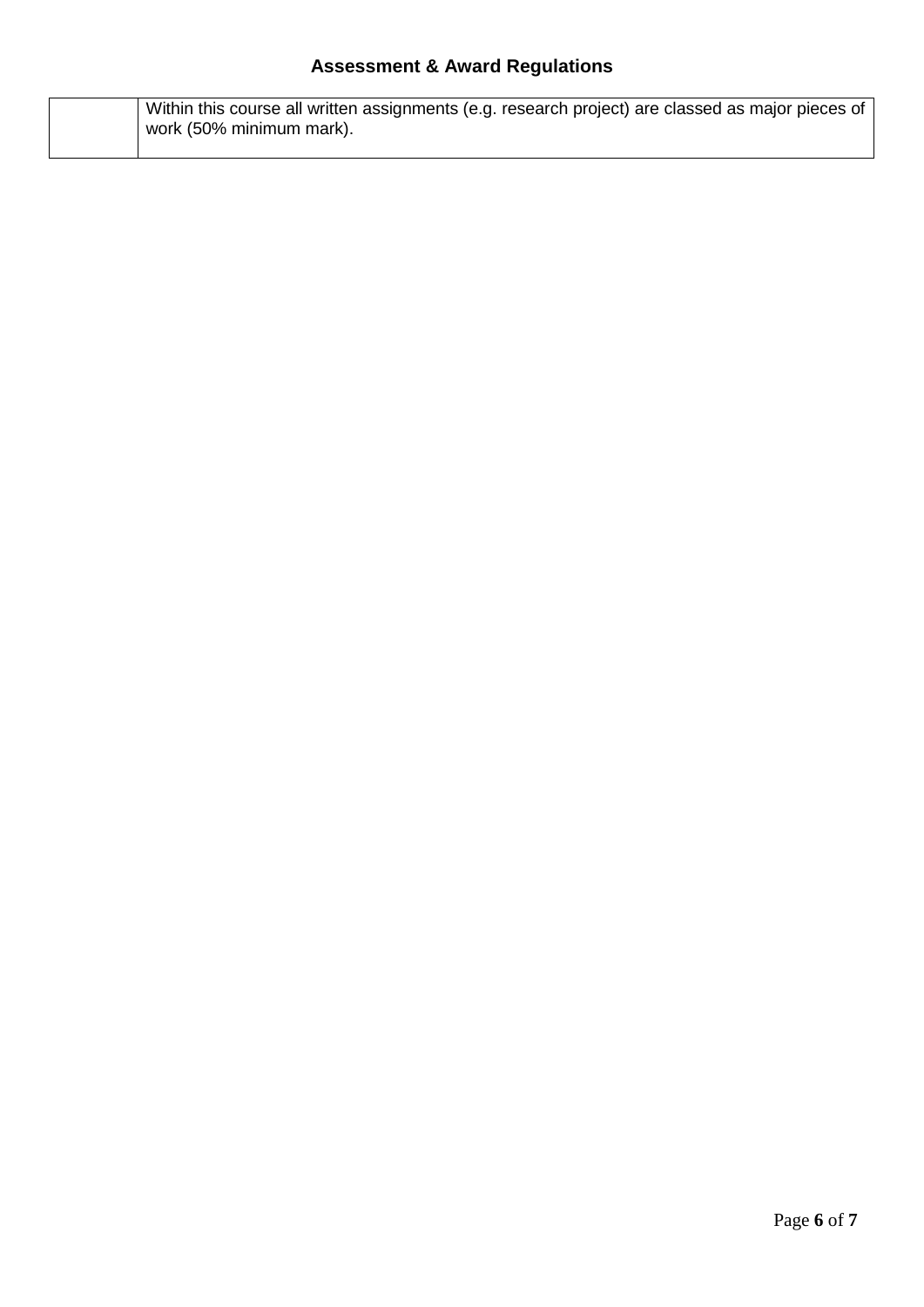**Assessment & Award Regulations**

| | Within this course all written assignments (e.g. research project) are classed as major pieces of work (50% minimum mark). |
|---|---|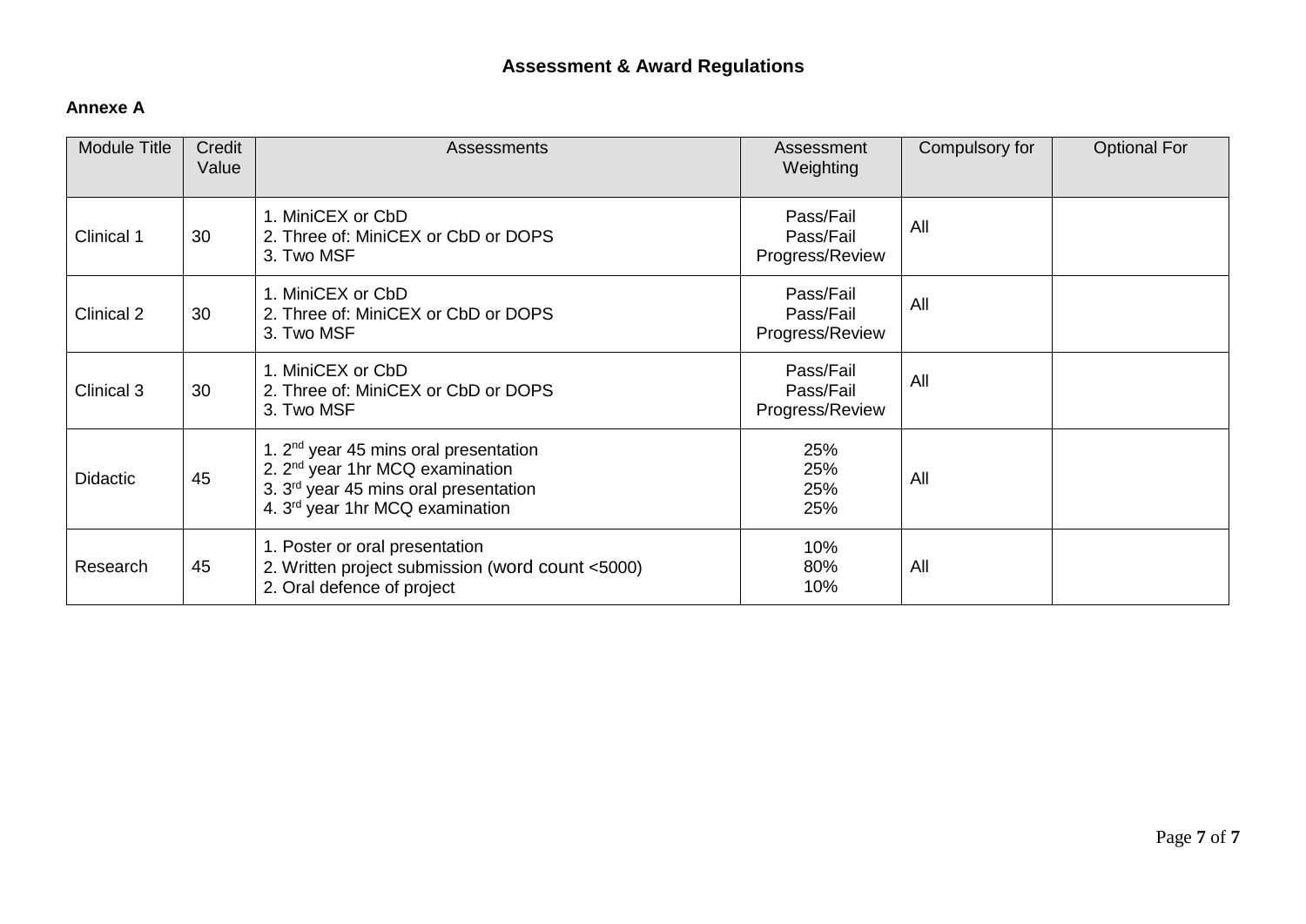## Assessment & Award Regulations

**Annexe A**

| Module Title | Credit Value | Assessments | Assessment Weighting | Compulsory for | Optional For |
|---|---|---|---|---|---|
| Clinical 1 | 30 | 1. MiniCEX or CbD<br>2. Three of: MiniCEX or CbD or DOPS<br>3. Two MSF | Pass/Fail<br>Pass/Fail<br>Progress/Review | All | |
| Clinical 2 | 30 | 1. MiniCEX or CbD<br>2. Three of: MiniCEX or CbD or DOPS<br>3. Two MSF | Pass/Fail<br>Pass/Fail<br>Progress/Review | All | |
| Clinical 3 | 30 | 1. MiniCEX or CbD<br>2. Three of: MiniCEX or CbD or DOPS<br>3. Two MSF | Pass/Fail<br>Pass/Fail<br>Progress/Review | All | |
| Didactic | 45 | 1. 2nd year 45 mins oral presentation<br>2. 2nd year 1hr MCQ examination<br>3. 3rd year 45 mins oral presentation<br>4. 3rd year 1hr MCQ examination | 25%<br>25%<br>25%<br>25% | All | |
| Research | 45 | 1. Poster or oral presentation<br>2. Written project submission (word count <5000)<br>2. Oral defence of project | 10%<br>80%<br>10% | All | |